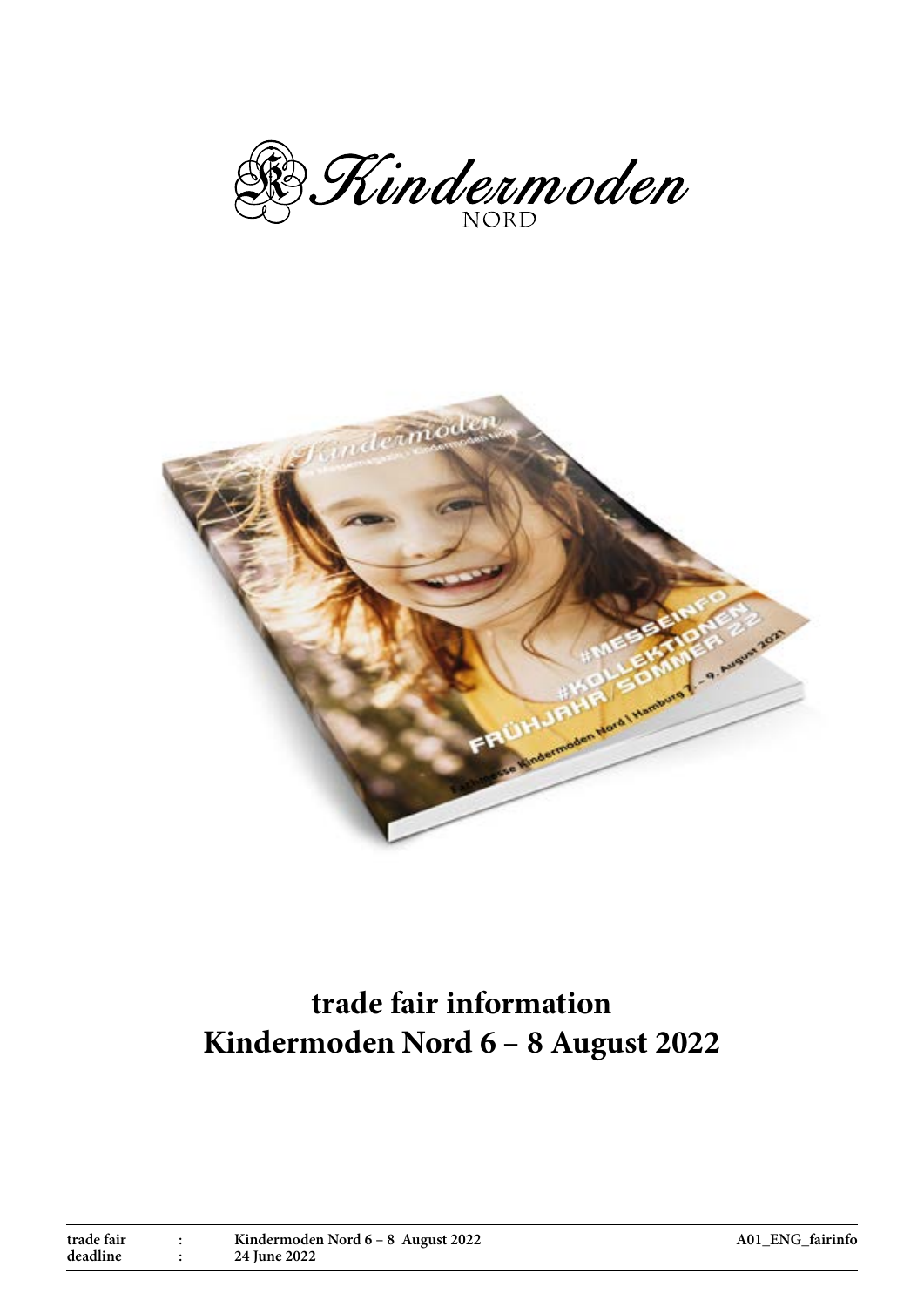Kindermoden NORD

# trade fair information
# Kindermoden Nord 6 – 8 August 2022

| | | |
|---|---|---|
| **trade fair** | **:** | **Kindermoden Nord 6 – 8 August 2022** |
| **deadline** | **:** | **24 June 2022** |

**A01_ENG_fairinfo**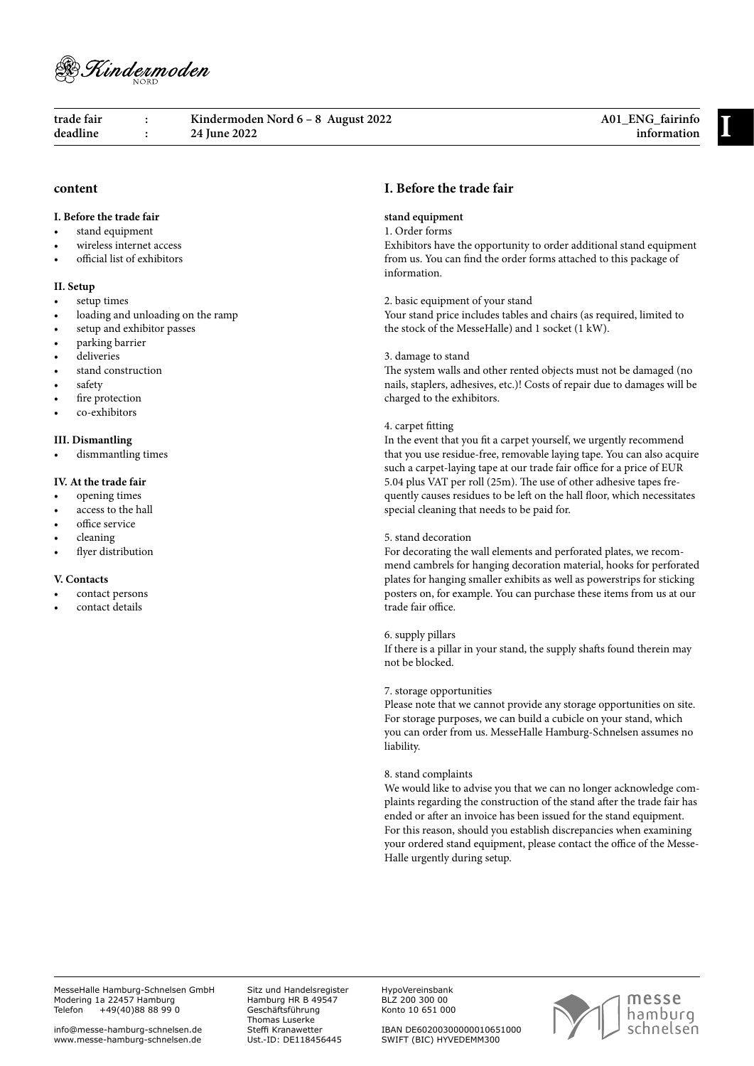| trade fair | : | Kindermoden Nord 6 – 8 August 2022 | A01_ENG_fairinfo |
|---|---|---|---|
| deadline | : | 24 June 2022 | information |

## content

**I. Before the trade fair**
- stand equipment
- wireless internet access
- official list of exhibitors

**II. Setup**
- setup times
- loading and unloading on the ramp
- setup and exhibitor passes
- parking barrier
- deliveries
- stand construction
- safety
- fire protection
- co-exhibitors

**III. Dismantling**
- dismmantling times

**IV. At the trade fair**
- opening times
- access to the hall
- office service
- cleaning
- flyer distribution

**V. Contacts**
- contact persons
- contact details

## I. Before the trade fair

**stand equipment**

1. Order forms

Exhibitors have the opportunity to order additional stand equipment from us. You can find the order forms attached to this package of information.

2. basic equipment of your stand

Your stand price includes tables and chairs (as required, limited to the stock of the MesseHalle) and 1 socket (1 kW).

3. damage to stand

The system walls and other rented objects must not be damaged (no nails, staplers, adhesives, etc.)! Costs of repair due to damages will be charged to the exhibitors.

4. carpet fitting

In the event that you fit a carpet yourself, we urgently recommend that you use residue-free, removable laying tape. You can also acquire such a carpet-laying tape at our trade fair office for a price of EUR 5.04 plus VAT per roll (25m). The use of other adhesive tapes frequently causes residues to be left on the hall floor, which necessitates special cleaning that needs to be paid for.

5. stand decoration

For decorating the wall elements and perforated plates, we recommend cambrels for hanging decoration material, hooks for perforated plates for hanging smaller exhibits as well as powerstrips for sticking posters on, for example. You can purchase these items from us at our trade fair office.

6. supply pillars

If there is a pillar in your stand, the supply shafts found therein may not be blocked.

7. storage opportunities

Please note that we cannot provide any storage opportunities on site. For storage purposes, we can build a cubicle on your stand, which you can order from us. MesseHalle Hamburg-Schnelsen assumes no liability.

8. stand complaints

We would like to advise you that we can no longer acknowledge complaints regarding the construction of the stand after the trade fair has ended or after an invoice has been issued for the stand equipment. For this reason, should you establish discrepancies when examining your ordered stand equipment, please contact the office of the MesseHalle urgently during setup.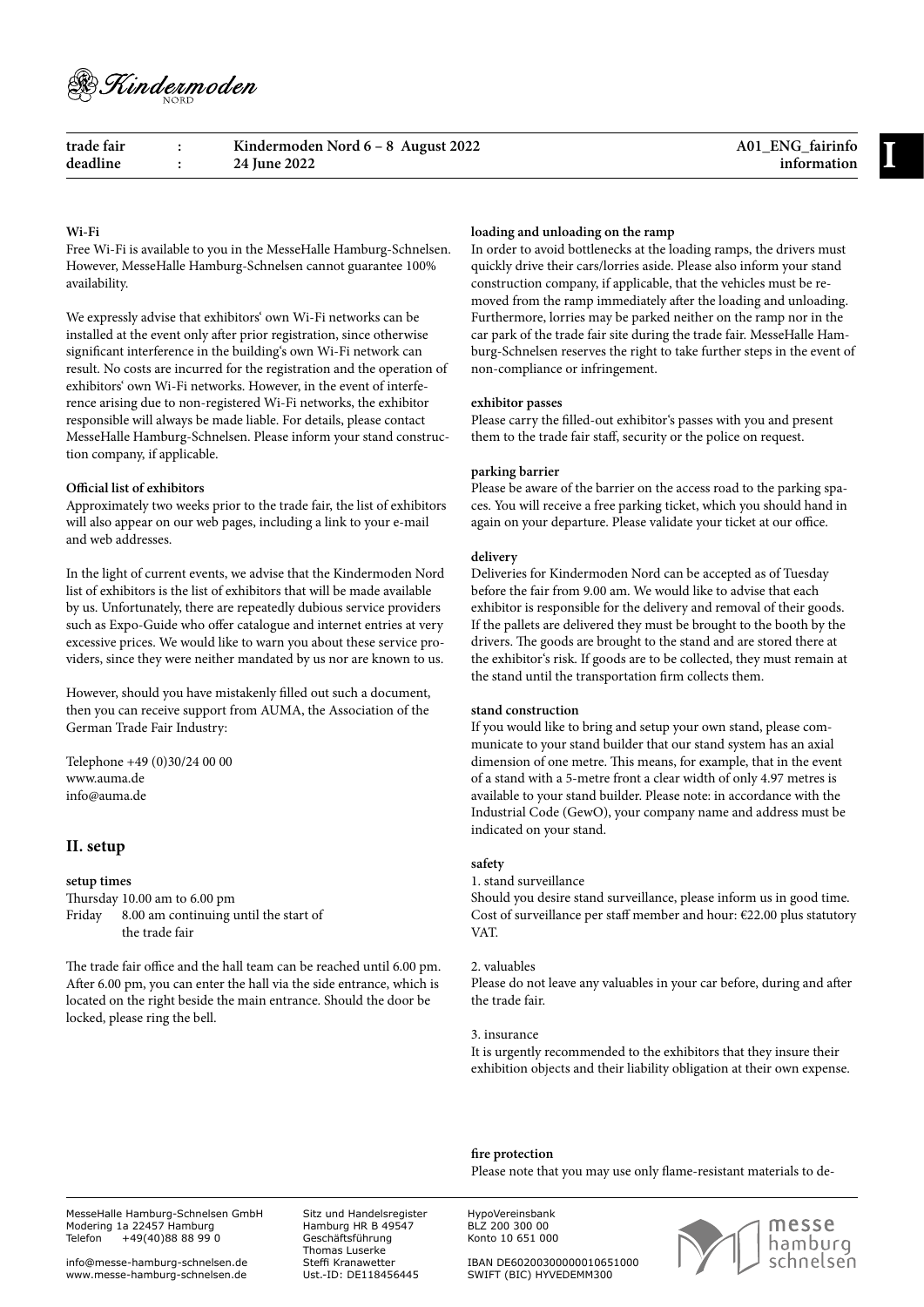| trade fair | : | Kindermoden Nord 6 – 8 August 2022 | A01_ENG_fairinfo |
| --- | --- | --- | --- |
| deadline | : | 24 June 2022 | information |

**Wi-Fi**
Free Wi-Fi is available to you in the MesseHalle Hamburg-Schnelsen. However, MesseHalle Hamburg-Schnelsen cannot guarantee 100% availability.

We expressly advise that exhibitors' own Wi-Fi networks can be installed at the event only after prior registration, since otherwise significant interference in the building's own Wi-Fi network can result. No costs are incurred for the registration and the operation of exhibitors' own Wi-Fi networks. However, in the event of interference arising due to non-registered Wi-Fi networks, the exhibitor responsible will always be made liable. For details, please contact MesseHalle Hamburg-Schnelsen. Please inform your stand construction company, if applicable.

**Official list of exhibitors**
Approximately two weeks prior to the trade fair, the list of exhibitors will also appear on our web pages, including a link to your e-mail and web addresses.

In the light of current events, we advise that the Kindermoden Nord list of exhibitors is the list of exhibitors that will be made available by us. Unfortunately, there are repeatedly dubious service providers such as Expo-Guide who offer catalogue and internet entries at very excessive prices. We would like to warn you about these service providers, since they were neither mandated by us nor are known to us.

However, should you have mistakenly filled out such a document, then you can receive support from AUMA, the Association of the German Trade Fair Industry:

Telephone +49 (0)30/24 00 00
www.auma.de
info@auma.de

## II. setup

**setup times**
Thursday 10.00 am to 6.00 pm
Friday 8.00 am continuing until the start of the trade fair

The trade fair office and the hall team can be reached until 6.00 pm. After 6.00 pm, you can enter the hall via the side entrance, which is located on the right beside the main entrance. Should the door be locked, please ring the bell.

**loading and unloading on the ramp**
In order to avoid bottlenecks at the loading ramps, the drivers must quickly drive their cars/lorries aside. Please also inform your stand construction company, if applicable, that the vehicles must be removed from the ramp immediately after the loading and unloading. Furthermore, lorries may be parked neither on the ramp nor in the car park of the trade fair site during the trade fair. MesseHalle Hamburg-Schnelsen reserves the right to take further steps in the event of non-compliance or infringement.

**exhibitor passes**
Please carry the filled-out exhibitor's passes with you and present them to the trade fair staff, security or the police on request.

**parking barrier**
Please be aware of the barrier on the access road to the parking spaces. You will receive a free parking ticket, which you should hand in again on your departure. Please validate your ticket at our office.

**delivery**
Deliveries for Kindermoden Nord can be accepted as of Tuesday before the fair from 9.00 am. We would like to advise that each exhibitor is responsible for the delivery and removal of their goods. If the pallets are delivered they must be brought to the booth by the drivers. The goods are brought to the stand and are stored there at the exhibitor's risk. If goods are to be collected, they must remain at the stand until the transportation firm collects them.

**stand construction**
If you would like to bring and setup your own stand, please communicate to your stand builder that our stand system has an axial dimension of one metre. This means, for example, that in the event of a stand with a 5-metre front a clear width of only 4.97 metres is available to your stand builder. Please note: in accordance with the Industrial Code (GewO), your company name and address must be indicated on your stand.

**safety**
1. stand surveillance
Should you desire stand surveillance, please inform us in good time. Cost of surveillance per staff member and hour: €22.00 plus statutory VAT.

2. valuables
Please do not leave any valuables in your car before, during and after the trade fair.

3. insurance
It is urgently recommended to the exhibitors that they insure their exhibition objects and their liability obligation at their own expense.

**fire protection**
Please note that you may use only flame-resistant materials to de-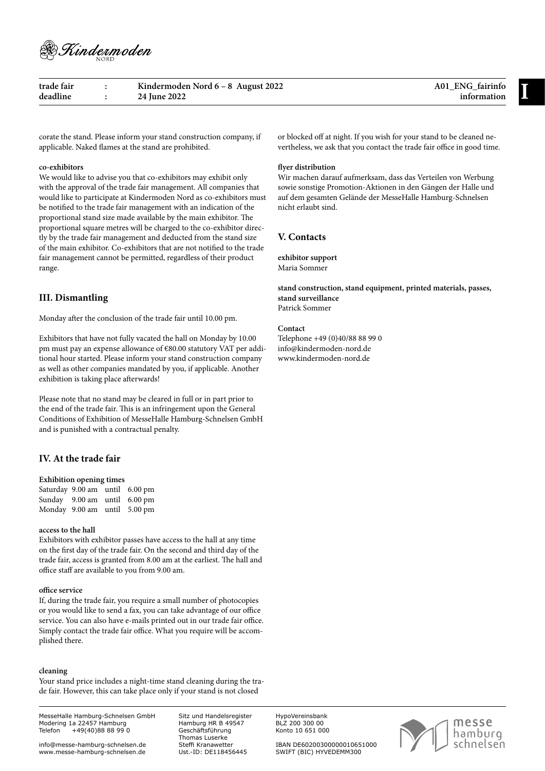corate the stand. Please inform your stand construction company, if applicable. Naked flames at the stand are prohibited.

**co-exhibitors**

We would like to advise you that co-exhibitors may exhibit only with the approval of the trade fair management. All companies that would like to participate at Kindermoden Nord as co-exhibitors must be notified to the trade fair management with an indication of the proportional stand size made available by the main exhibitor. The proportional square metres will be charged to the co-exhibitor directly by the trade fair management and deducted from the stand size of the main exhibitor. Co-exhibitors that are not notified to the trade fair management cannot be permitted, regardless of their product range.

## III. Dismantling

Monday after the conclusion of the trade fair until 10.00 pm.

Exhibitors that have not fully vacated the hall on Monday by 10.00 pm must pay an expense allowance of €80.00 statutory VAT per additional hour started. Please inform your stand construction company as well as other companies mandated by you, if applicable. Another exhibition is taking place afterwards!

Please note that no stand may be cleared in full or in part prior to the end of the trade fair. This is an infringement upon the General Conditions of Exhibition of MesseHalle Hamburg-Schnelsen GmbH and is punished with a contractual penalty.

## IV. At the trade fair

**Exhibition opening times**

| | | | |
|---|---|---|---|
| Saturday | 9.00 am | until | 6.00 pm |
| Sunday | 9.00 am | until | 6.00 pm |
| Monday | 9.00 am | until | 5.00 pm |

**access to the hall**

Exhibitors with exhibitor passes have access to the hall at any time on the first day of the trade fair. On the second and third day of the trade fair, access is granted from 8.00 am at the earliest. The hall and office staff are available to you from 9.00 am.

**office service**

If, during the trade fair, you require a small number of photocopies or you would like to send a fax, you can take advantage of our office service. You can also have e-mails printed out in our trade fair office. Simply contact the trade fair office. What you require will be accomplished there.

**cleaning**

Your stand price includes a night-time stand cleaning during the trade fair. However, this can take place only if your stand is not closed or blocked off at night. If you wish for your stand to be cleaned nevertheless, we ask that you contact the trade fair office in good time.

**flyer distribution**

Wir machen darauf aufmerksam, dass das Verteilen von Werbung sowie sonstige Promotion-Aktionen in den Gängen der Halle und auf dem gesamten Gelände der MesseHalle Hamburg-Schnelsen nicht erlaubt sind.

## V. Contacts

**exhibitor support**
Maria Sommer

**stand construction, stand equipment, printed materials, passes, stand surveillance**
Patrick Sommer

**Contact**
Telephone +49 (0)40/88 88 99 0
info@kindermoden-nord.de
www.kindermoden-nord.de